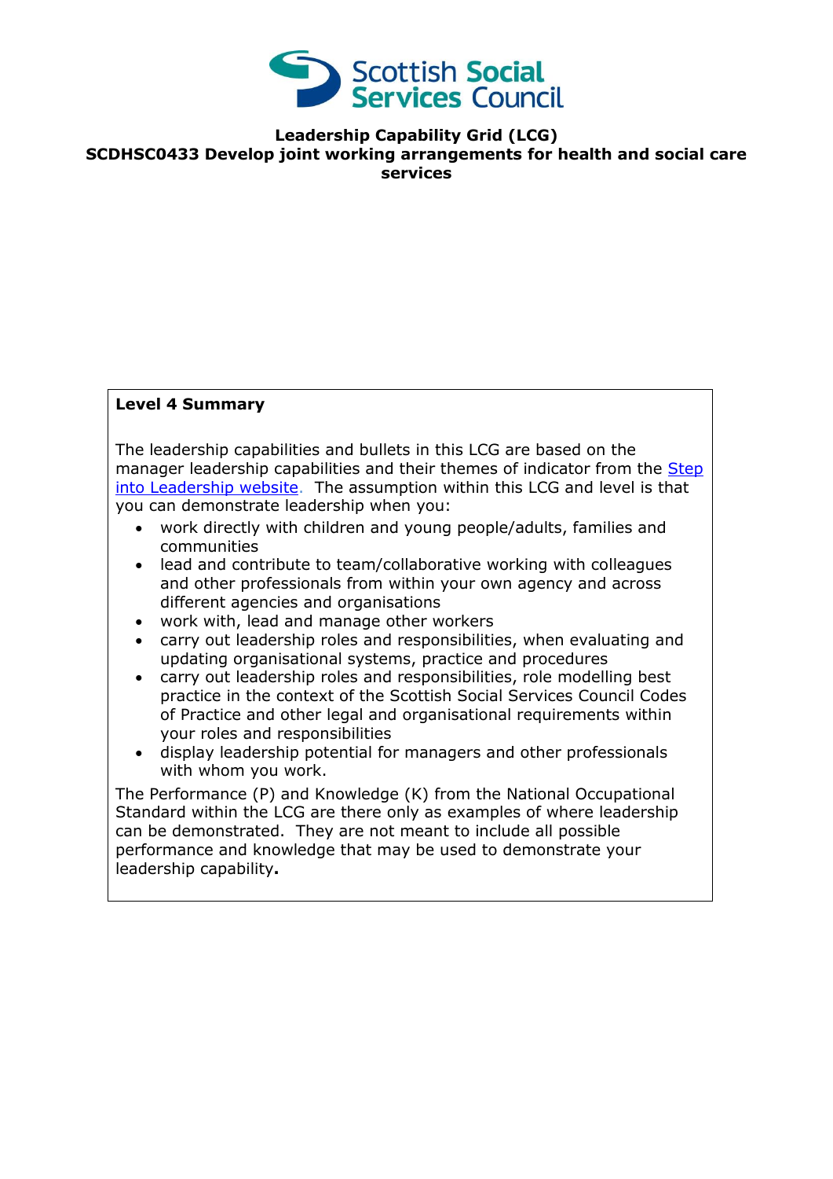Scottish Social Services Council

**Leadership Capability Grid (LCG)**
**SCDHSC0433 Develop joint working arrangements for health and social care services**

**Level 4 Summary**

The leadership capabilities and bullets in this LCG are based on the manager leadership capabilities and their themes of indicator from the [Step into Leadership website](). The assumption within this LCG and level is that you can demonstrate leadership when you:

- work directly with children and young people/adults, families and communities
- lead and contribute to team/collaborative working with colleagues and other professionals from within your own agency and across different agencies and organisations
- work with, lead and manage other workers
- carry out leadership roles and responsibilities, when evaluating and updating organisational systems, practice and procedures
- carry out leadership roles and responsibilities, role modelling best practice in the context of the Scottish Social Services Council Codes of Practice and other legal and organisational requirements within your roles and responsibilities
- display leadership potential for managers and other professionals with whom you work.

The Performance (P) and Knowledge (K) from the National Occupational Standard within the LCG are there only as examples of where leadership can be demonstrated. They are not meant to include all possible performance and knowledge that may be used to demonstrate your leadership capability**.**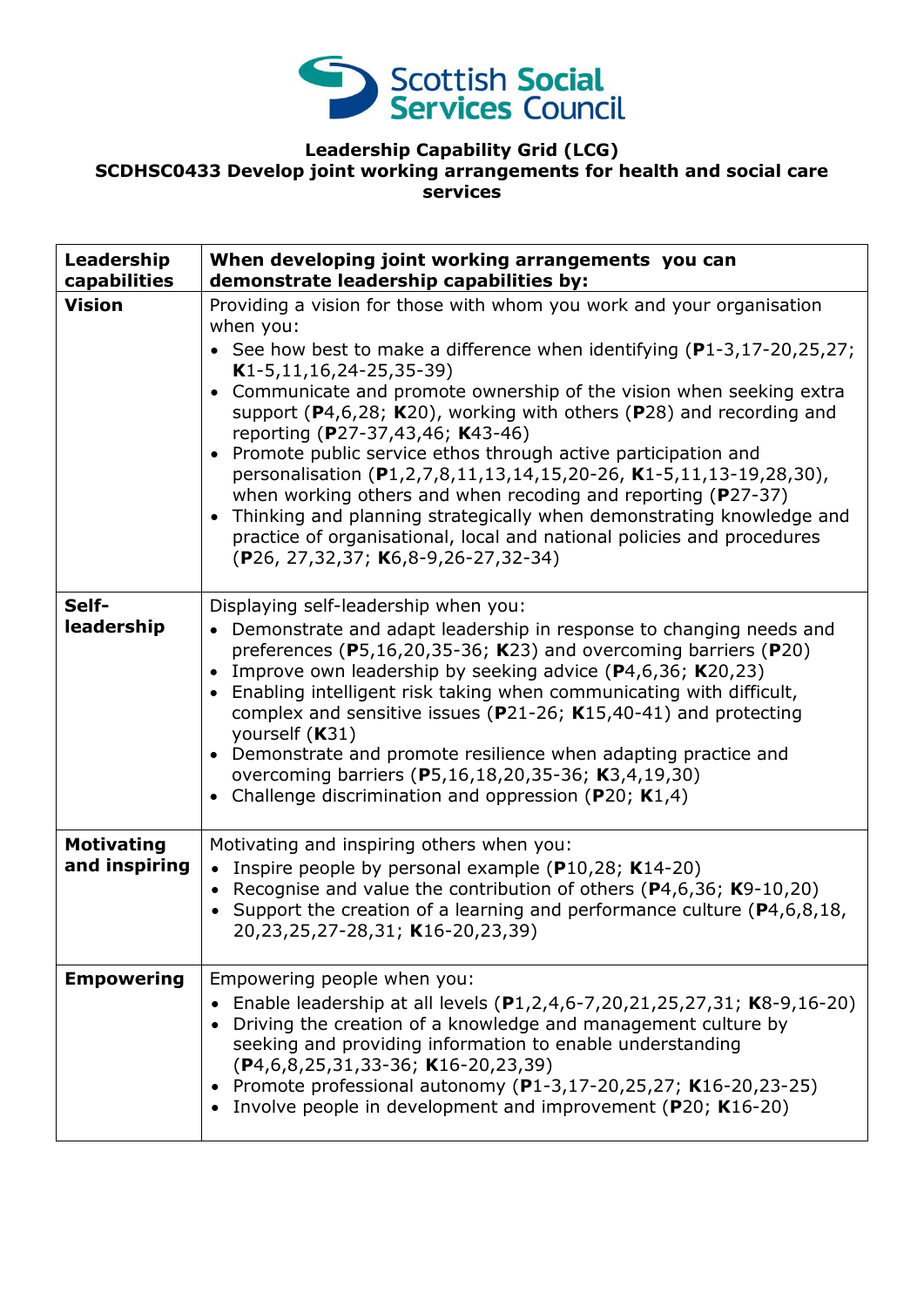**Leadership Capability Grid (LCG)**
**SCDHSC0433 Develop joint working arrangements for health and social care services**

| Leadership capabilities | When developing joint working arrangements you can demonstrate leadership capabilities by: |
|---|---|
| **Vision** | Providing a vision for those with whom you work and your organisation when you: <br>• See how best to make a difference when identifying (**P**1-3,17-20,25,27; **K**1-5,11,16,24-25,35-39) <br>• Communicate and promote ownership of the vision when seeking extra support (**P**4,6,28; **K**20), working with others (**P**28) and recording and reporting (**P**27-37,43,46; **K**43-46) <br>• Promote public service ethos through active participation and personalisation (**P**1,2,7,8,11,13,14,15,20-26, **K**1-5,11,13-19,28,30), when working others and when recoding and reporting (**P**27-37) <br>• Thinking and planning strategically when demonstrating knowledge and practice of organisational, local and national policies and procedures (**P**26, 27,32,37; **K**6,8-9,26-27,32-34) |
| **Self-leadership** | Displaying self-leadership when you: <br>• Demonstrate and adapt leadership in response to changing needs and preferences (**P**5,16,20,35-36; **K**23) and overcoming barriers (**P**20) <br>• Improve own leadership by seeking advice (**P**4,6,36; **K**20,23) <br>• Enabling intelligent risk taking when communicating with difficult, complex and sensitive issues (**P**21-26; **K**15,40-41) and protecting yourself (**K**31) <br>• Demonstrate and promote resilience when adapting practice and overcoming barriers (**P**5,16,18,20,35-36; **K**3,4,19,30) <br>• Challenge discrimination and oppression (**P**20; **K**1,4) |
| **Motivating and inspiring** | Motivating and inspiring others when you: <br>• Inspire people by personal example (**P**10,28; **K**14-20) <br>• Recognise and value the contribution of others (**P**4,6,36; **K**9-10,20) <br>• Support the creation of a learning and performance culture (**P**4,6,8,18, 20,23,25,27-28,31; **K**16-20,23,39) |
| **Empowering** | Empowering people when you: <br>• Enable leadership at all levels (**P**1,2,4,6-7,20,21,25,27,31; **K**8-9,16-20) <br>• Driving the creation of a knowledge and management culture by seeking and providing information to enable understanding (**P**4,6,8,25,31,33-36; **K**16-20,23,39) <br>• Promote professional autonomy (**P**1-3,17-20,25,27; **K**16-20,23-25) <br>• Involve people in development and improvement (**P**20; **K**16-20) |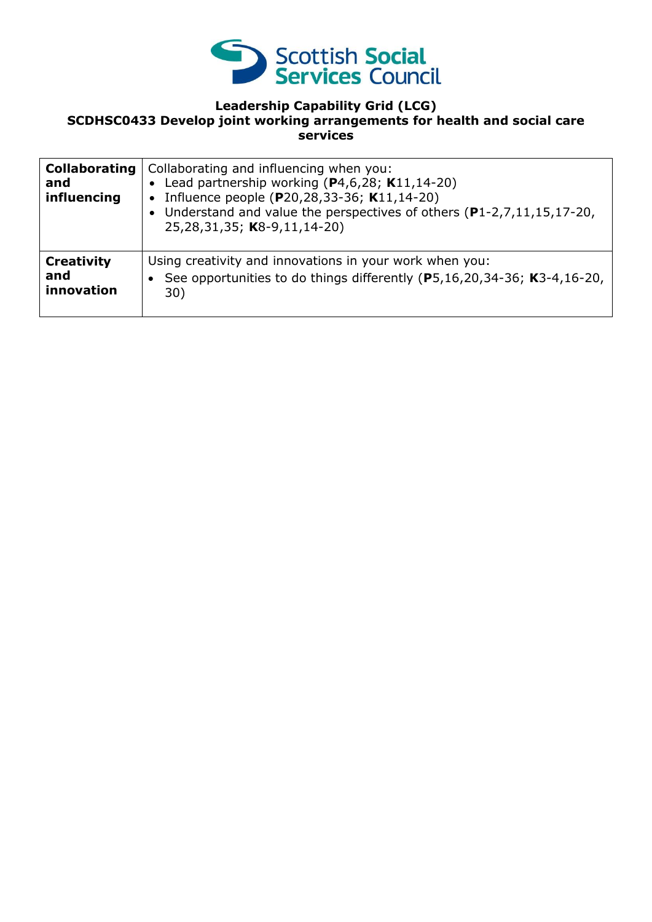**Leadership Capability Grid (LCG)**
**SCDHSC0433 Develop joint working arrangements for health and social care services**

| | |
|---|---|
| **Collaborating and influencing** | Collaborating and influencing when you:<br>• Lead partnership working (**P**4,6,28; **K**11,14-20)<br>• Influence people (**P**20,28,33-36; **K**11,14-20)<br>• Understand and value the perspectives of others (**P**1-2,7,11,15,17-20, 25,28,31,35; **K**8-9,11,14-20) |
| **Creativity and innovation** | Using creativity and innovations in your work when you:<br>• See opportunities to do things differently (**P**5,16,20,34-36; **K**3-4,16-20, 30) |